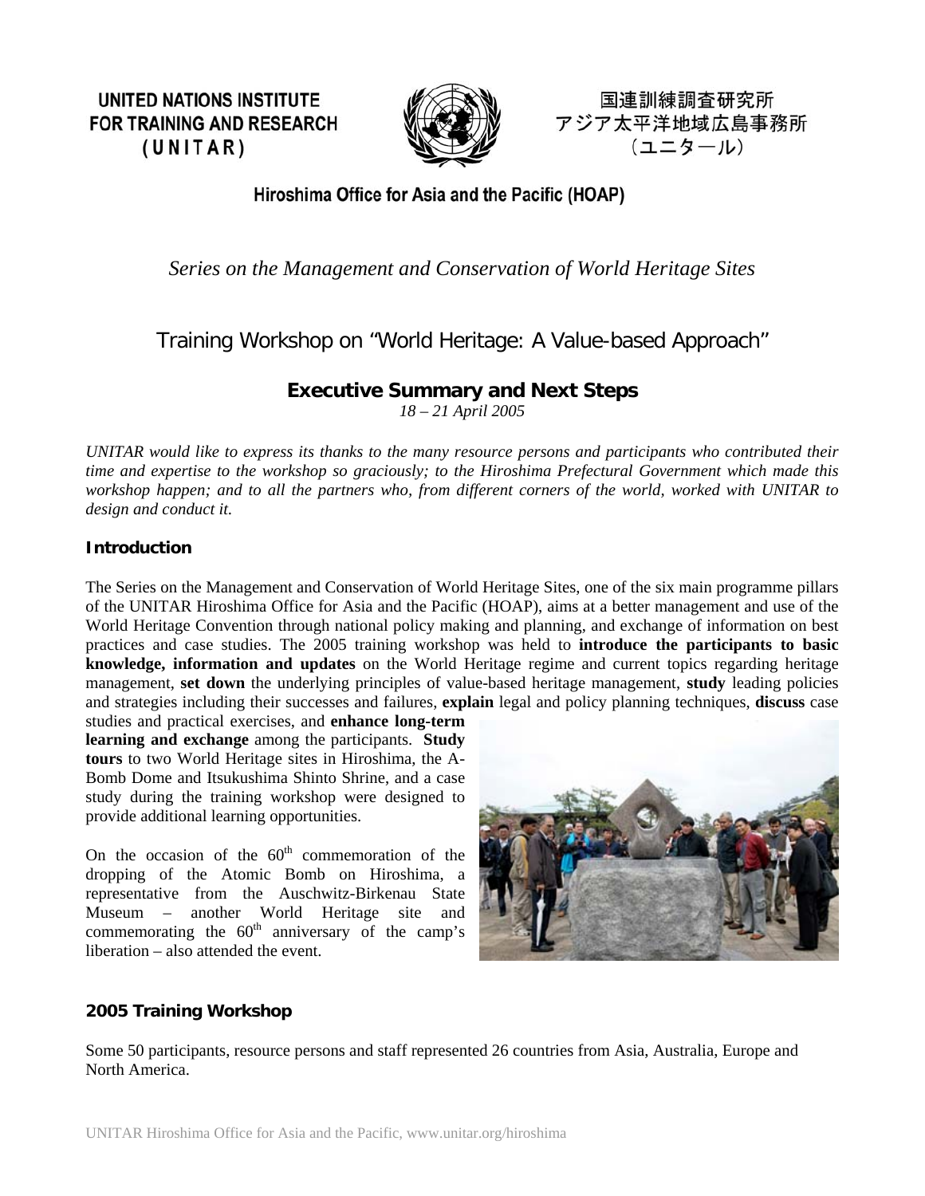**UNITED NATIONS INSTITUTE FOR TRAINING AND RESEARCH (UNITAR)**

国連訓練調査研究所
アジア太平洋地域広島事務所
（ユニタール）

**Hiroshima Office for Asia and the Pacific (HOAP)**

*Series on the Management and Conservation of World Heritage Sites*

# Training Workshop on "World Heritage: A Value-based Approach"

## Executive Summary and Next Steps

*18 – 21 April 2005*

*UNITAR would like to express its thanks to the many resource persons and participants who contributed their time and expertise to the workshop so graciously; to the Hiroshima Prefectural Government which made this workshop happen; and to all the partners who, from different corners of the world, worked with UNITAR to design and conduct it.*

### Introduction

The Series on the Management and Conservation of World Heritage Sites, one of the six main programme pillars of the UNITAR Hiroshima Office for Asia and the Pacific (HOAP), aims at a better management and use of the World Heritage Convention through national policy making and planning, and exchange of information on best practices and case studies. The 2005 training workshop was held to **introduce the participants to basic knowledge, information and updates** on the World Heritage regime and current topics regarding heritage management, **set down** the underlying principles of value-based heritage management, **study** leading policies and strategies including their successes and failures, **explain** legal and policy planning techniques, **discuss** case studies and practical exercises, and **enhance long-term learning and exchange** among the participants. **Study tours** to two World Heritage sites in Hiroshima, the A-Bomb Dome and Itsukushima Shinto Shrine, and a case study during the training workshop were designed to provide additional learning opportunities.

On the occasion of the 60th commemoration of the dropping of the Atomic Bomb on Hiroshima, a representative from the Auschwitz-Birkenau State Museum – another World Heritage site and commemorating the 60th anniversary of the camp's liberation – also attended the event.

### 2005 Training Workshop

Some 50 participants, resource persons and staff represented 26 countries from Asia, Australia, Europe and North America.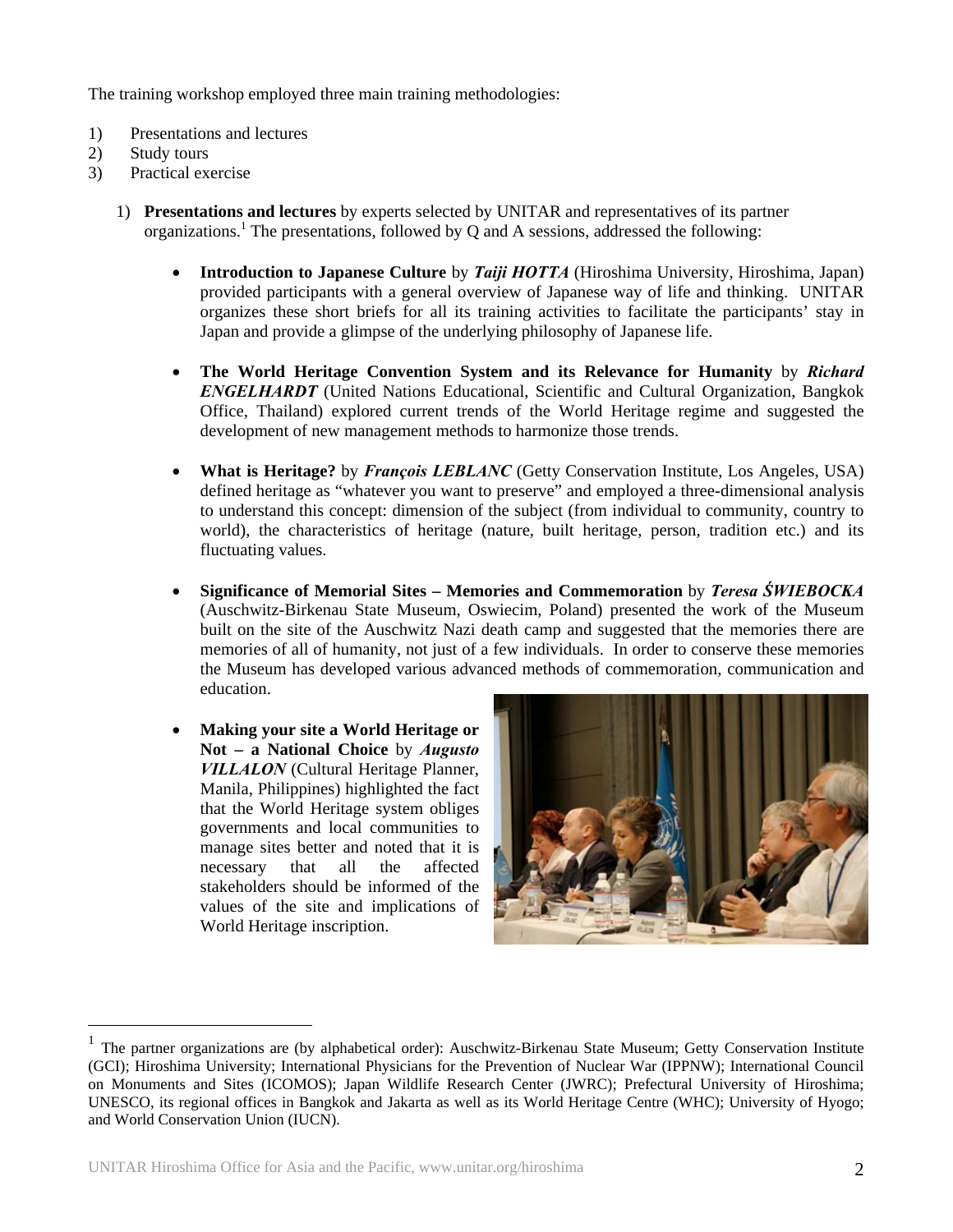The training workshop employed three main training methodologies:

1) Presentations and lectures
2) Study tours
3) Practical exercise

1) **Presentations and lectures** by experts selected by UNITAR and representatives of its partner organizations.[1] The presentations, followed by Q and A sessions, addressed the following:

   - **Introduction to Japanese Culture** by ***Taiji HOTTA*** (Hiroshima University, Hiroshima, Japan) provided participants with a general overview of Japanese way of life and thinking. UNITAR organizes these short briefs for all its training activities to facilitate the participants' stay in Japan and provide a glimpse of the underlying philosophy of Japanese life.

   - **The World Heritage Convention System and its Relevance for Humanity** by ***Richard ENGELHARDT*** (United Nations Educational, Scientific and Cultural Organization, Bangkok Office, Thailand) explored current trends of the World Heritage regime and suggested the development of new management methods to harmonize those trends.

   - **What is Heritage?** by ***François LEBLANC*** (Getty Conservation Institute, Los Angeles, USA) defined heritage as "whatever you want to preserve" and employed a three-dimensional analysis to understand this concept: dimension of the subject (from individual to community, country to world), the characteristics of heritage (nature, built heritage, person, tradition etc.) and its fluctuating values.

   - **Significance of Memorial Sites – Memories and Commemoration** by ***Teresa ŚWIEBOCKA*** (Auschwitz-Birkenau State Museum, Oswiecim, Poland) presented the work of the Museum built on the site of the Auschwitz Nazi death camp and suggested that the memories there are memories of all of humanity, not just of a few individuals. In order to conserve these memories the Museum has developed various advanced methods of commemoration, communication and education.

   - **Making your site a World Heritage or Not – a National Choice** by ***Augusto VILLALON*** (Cultural Heritage Planner, Manila, Philippines) highlighted the fact that the World Heritage system obliges governments and local communities to manage sites better and noted that it is necessary that all the affected stakeholders should be informed of the values of the site and implications of World Heritage inscription.

[1] The partner organizations are (by alphabetical order): Auschwitz-Birkenau State Museum; Getty Conservation Institute (GCI); Hiroshima University; International Physicians for the Prevention of Nuclear War (IPPNW); International Council on Monuments and Sites (ICOMOS); Japan Wildlife Research Center (JWRC); Prefectural University of Hiroshima; UNESCO, its regional offices in Bangkok and Jakarta as well as its World Heritage Centre (WHC); University of Hyogo; and World Conservation Union (IUCN).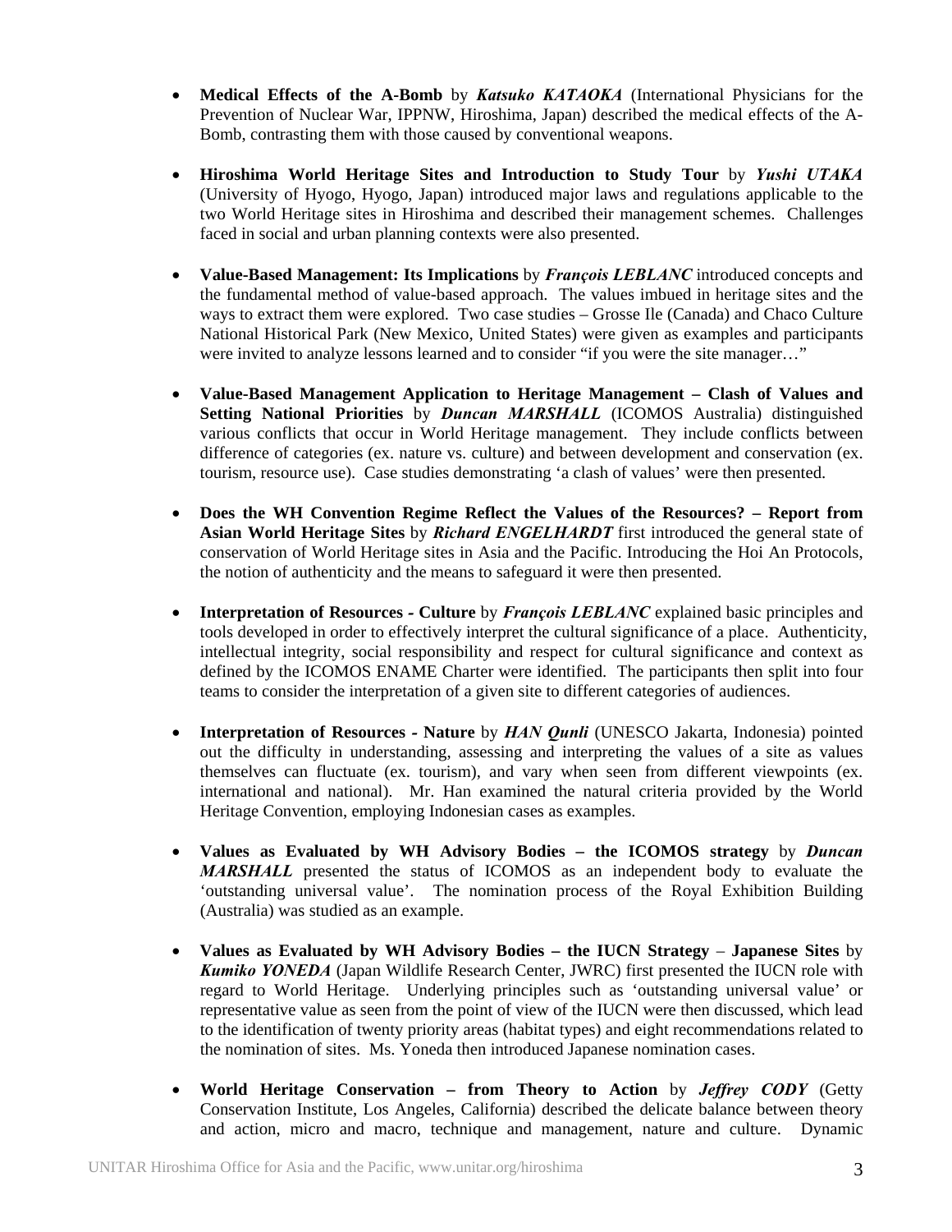- **Medical Effects of the A-Bomb** by ***Katsuko KATAOKA*** (International Physicians for the Prevention of Nuclear War, IPPNW, Hiroshima, Japan) described the medical effects of the A-Bomb, contrasting them with those caused by conventional weapons.

- **Hiroshima World Heritage Sites and Introduction to Study Tour** by ***Yushi UTAKA*** (University of Hyogo, Hyogo, Japan) introduced major laws and regulations applicable to the two World Heritage sites in Hiroshima and described their management schemes. Challenges faced in social and urban planning contexts were also presented.

- **Value-Based Management: Its Implications** by ***François LEBLANC*** introduced concepts and the fundamental method of value-based approach. The values imbued in heritage sites and the ways to extract them were explored. Two case studies – Grosse Ile (Canada) and Chaco Culture National Historical Park (New Mexico, United States) were given as examples and participants were invited to analyze lessons learned and to consider "if you were the site manager…"

- **Value-Based Management Application to Heritage Management – Clash of Values and Setting National Priorities** by ***Duncan MARSHALL*** (ICOMOS Australia) distinguished various conflicts that occur in World Heritage management. They include conflicts between difference of categories (ex. nature vs. culture) and between development and conservation (ex. tourism, resource use). Case studies demonstrating 'a clash of values' were then presented.

- **Does the WH Convention Regime Reflect the Values of the Resources? – Report from Asian World Heritage Sites** by ***Richard ENGELHARDT*** first introduced the general state of conservation of World Heritage sites in Asia and the Pacific. Introducing the Hoi An Protocols, the notion of authenticity and the means to safeguard it were then presented.

- **Interpretation of Resources - Culture** by ***François LEBLANC*** explained basic principles and tools developed in order to effectively interpret the cultural significance of a place. Authenticity, intellectual integrity, social responsibility and respect for cultural significance and context as defined by the ICOMOS ENAME Charter were identified. The participants then split into four teams to consider the interpretation of a given site to different categories of audiences.

- **Interpretation of Resources - Nature** by ***HAN Qunli*** (UNESCO Jakarta, Indonesia) pointed out the difficulty in understanding, assessing and interpreting the values of a site as values themselves can fluctuate (ex. tourism), and vary when seen from different viewpoints (ex. international and national). Mr. Han examined the natural criteria provided by the World Heritage Convention, employing Indonesian cases as examples.

- **Values as Evaluated by WH Advisory Bodies – the ICOMOS strategy** by ***Duncan MARSHALL*** presented the status of ICOMOS as an independent body to evaluate the 'outstanding universal value'. The nomination process of the Royal Exhibition Building (Australia) was studied as an example.

- **Values as Evaluated by WH Advisory Bodies – the IUCN Strategy** – **Japanese Sites** by ***Kumiko YONEDA*** (Japan Wildlife Research Center, JWRC) first presented the IUCN role with regard to World Heritage. Underlying principles such as 'outstanding universal value' or representative value as seen from the point of view of the IUCN were then discussed, which lead to the identification of twenty priority areas (habitat types) and eight recommendations related to the nomination of sites. Ms. Yoneda then introduced Japanese nomination cases.

- **World Heritage Conservation – from Theory to Action** by ***Jeffrey CODY*** (Getty Conservation Institute, Los Angeles, California) described the delicate balance between theory and action, micro and macro, technique and management, nature and culture. Dynamic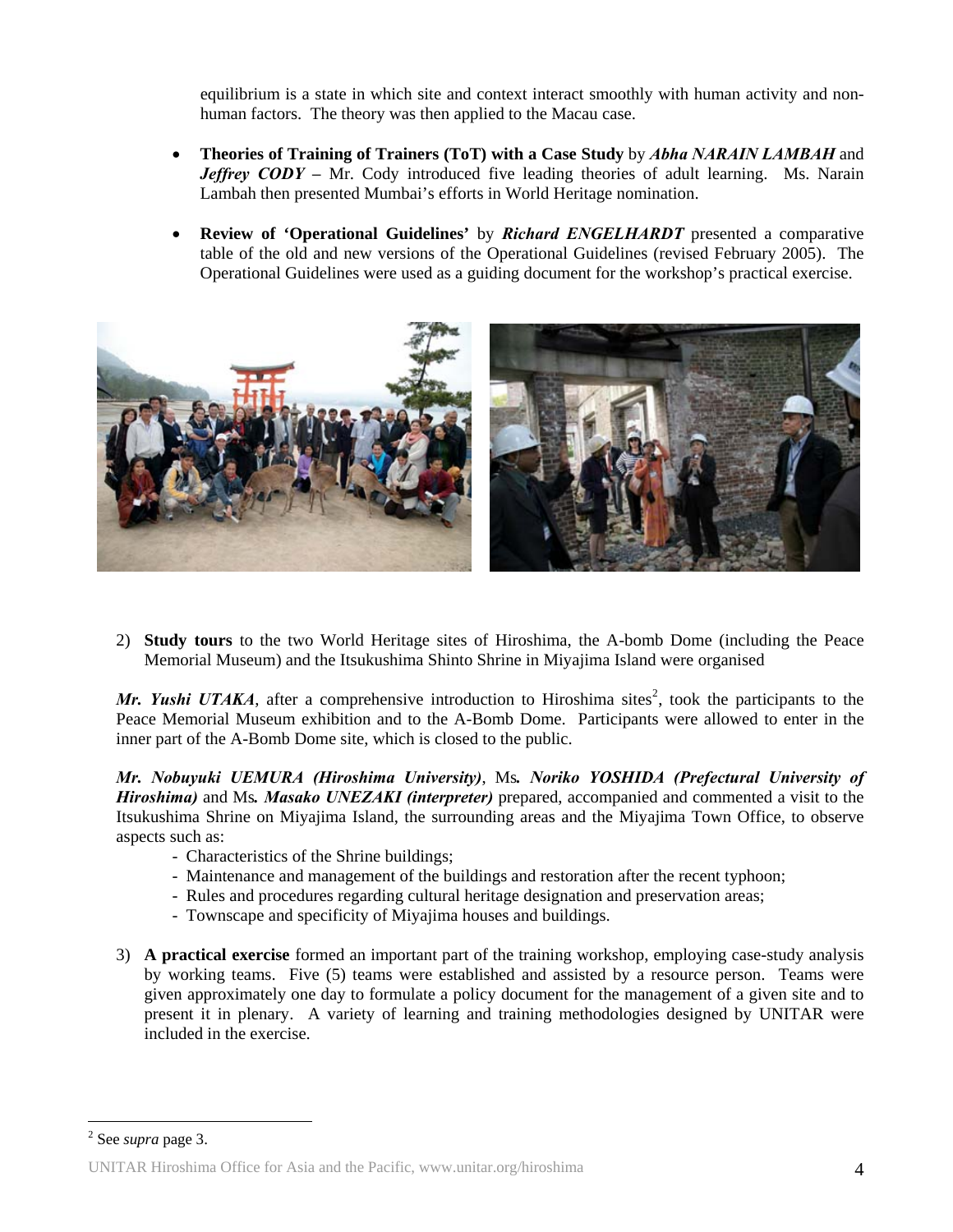equilibrium is a state in which site and context interact smoothly with human activity and non-human factors. The theory was then applied to the Macau case.

- **Theories of Training of Trainers (ToT) with a Case Study** by ***Abha NARAIN LAMBAH*** and ***Jeffrey CODY*** **–** Mr. Cody introduced five leading theories of adult learning. Ms. Narain Lambah then presented Mumbai's efforts in World Heritage nomination.

- **Review of 'Operational Guidelines'** by ***Richard ENGELHARDT*** presented a comparative table of the old and new versions of the Operational Guidelines (revised February 2005). The Operational Guidelines were used as a guiding document for the workshop's practical exercise.

2) **Study tours** to the two World Heritage sites of Hiroshima, the A-bomb Dome (including the Peace Memorial Museum) and the Itsukushima Shinto Shrine in Miyajima Island were organised

***Mr. Yushi UTAKA***, after a comprehensive introduction to Hiroshima sites[2], took the participants to the Peace Memorial Museum exhibition and to the A-Bomb Dome. Participants were allowed to enter in the inner part of the A-Bomb Dome site, which is closed to the public.

***Mr. Nobuyuki UEMURA (Hiroshima University)***, Ms***. Noriko YOSHIDA (Prefectural University of Hiroshima)*** and Ms***. Masako UNEZAKI (interpreter)*** prepared, accompanied and commented a visit to the Itsukushima Shrine on Miyajima Island, the surrounding areas and the Miyajima Town Office, to observe aspects such as:

- Characteristics of the Shrine buildings;
- Maintenance and management of the buildings and restoration after the recent typhoon;
- Rules and procedures regarding cultural heritage designation and preservation areas;
- Townscape and specificity of Miyajima houses and buildings.

3) **A practical exercise** formed an important part of the training workshop, employing case-study analysis by working teams. Five (5) teams were established and assisted by a resource person. Teams were given approximately one day to formulate a policy document for the management of a given site and to present it in plenary. A variety of learning and training methodologies designed by UNITAR were included in the exercise.

[2] See *supra* page 3.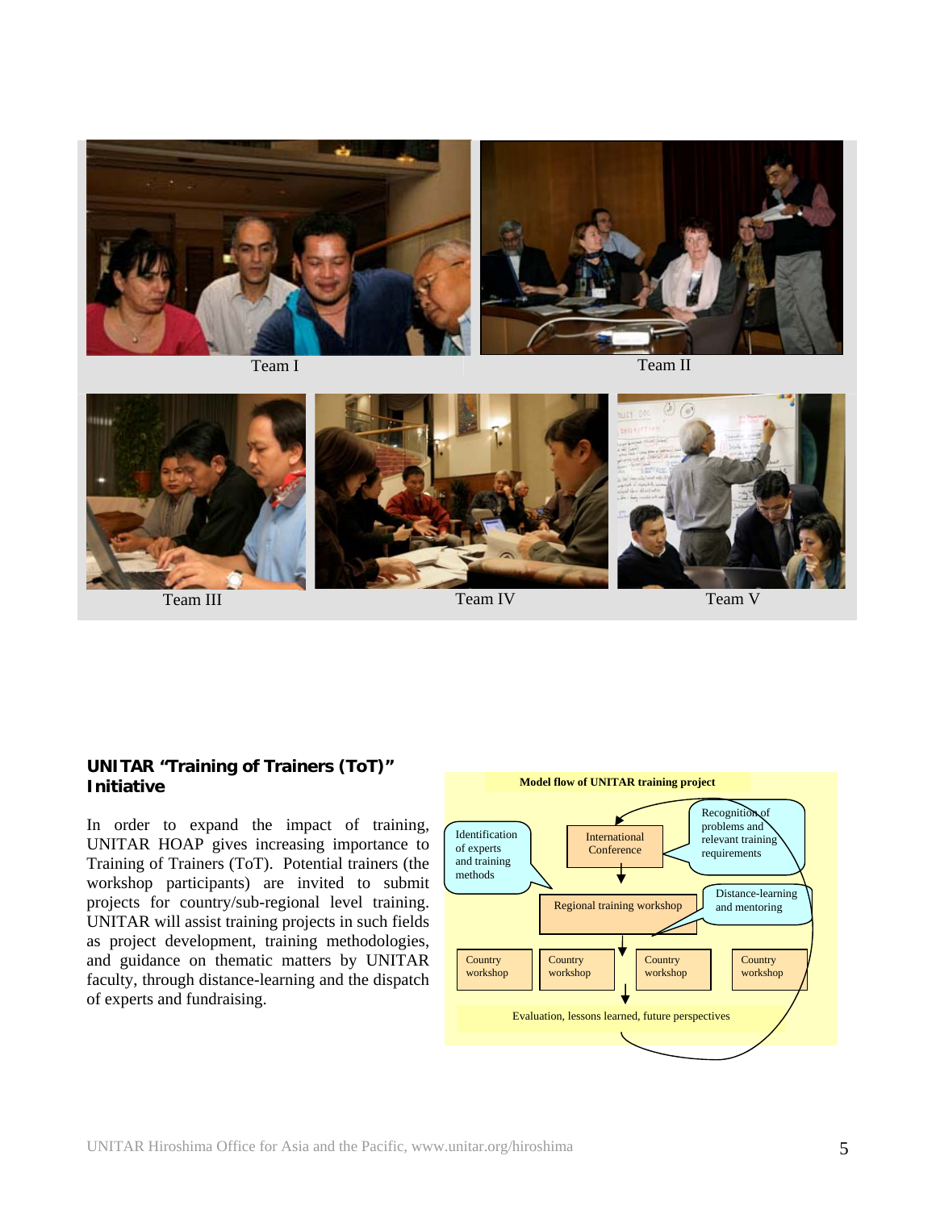Team I

Team II

Team III

Team IV

Team V

**UNITAR "Training of Trainers (ToT)" Initiative**

In order to expand the impact of training, UNITAR HOAP gives increasing importance to Training of Trainers (ToT). Potential trainers (the workshop participants) are invited to submit projects for country/sub-regional level training. UNITAR will assist training projects in such fields as project development, training methodologies, and guidance on thematic matters by UNITAR faculty, through distance-learning and the dispatch of experts and fundraising.

**Model flow of UNITAR training project**

- Identification of experts and training methods
- International Conference
- Recognition of problems and relevant training requirements
- Regional training workshop
- Distance-learning and mentoring
- Country workshop
- Country workshop
- Country workshop
- Country workshop
- Evaluation, lessons learned, future perspectives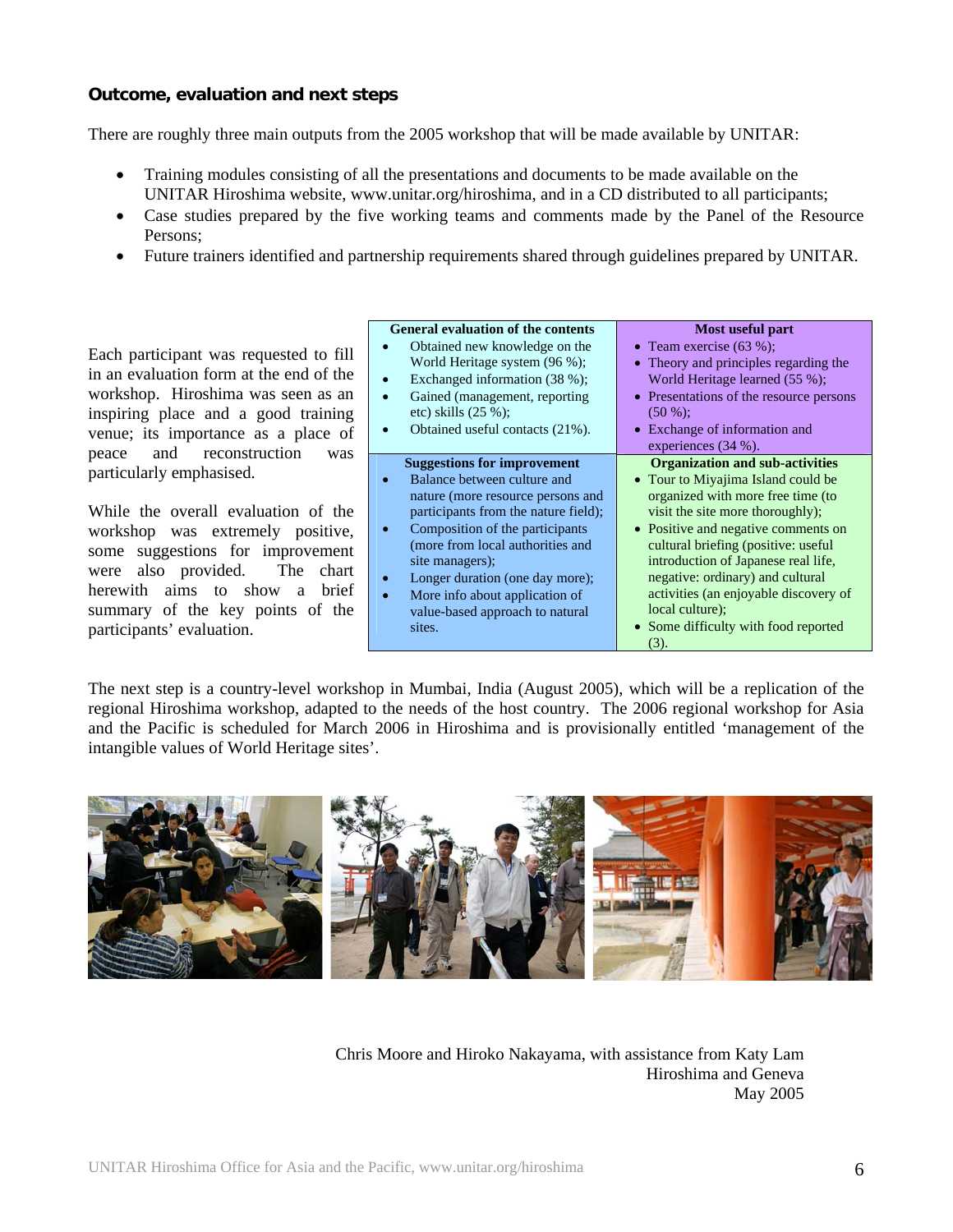### Outcome, evaluation and next steps

There are roughly three main outputs from the 2005 workshop that will be made available by UNITAR:

- Training modules consisting of all the presentations and documents to be made available on the UNITAR Hiroshima website, www.unitar.org/hiroshima, and in a CD distributed to all participants;
- Case studies prepared by the five working teams and comments made by the Panel of the Resource Persons;
- Future trainers identified and partnership requirements shared through guidelines prepared by UNITAR.

Each participant was requested to fill in an evaluation form at the end of the workshop. Hiroshima was seen as an inspiring place and a good training venue; its importance as a place of peace and reconstruction was particularly emphasised.

While the overall evaluation of the workshop was extremely positive, some suggestions for improvement were also provided. The chart herewith aims to show a brief summary of the key points of the participants' evaluation.

| | |
|---|---|
| **General evaluation of the contents**<br>• Obtained new knowledge on the World Heritage system (96 %);<br>• Exchanged information (38 %);<br>• Gained (management, reporting etc) skills (25 %);<br>• Obtained useful contacts (21%). | **Most useful part**<br>• Team exercise (63 %);<br>• Theory and principles regarding the World Heritage learned (55 %);<br>• Presentations of the resource persons (50 %);<br>• Exchange of information and experiences (34 %). |
| **Suggestions for improvement**<br>• Balance between culture and nature (more resource persons and participants from the nature field);<br>• Composition of the participants (more from local authorities and site managers);<br>• Longer duration (one day more);<br>• More info about application of value-based approach to natural sites. | **Organization and sub-activities**<br>• Tour to Miyajima Island could be organized with more free time (to visit the site more thoroughly);<br>• Positive and negative comments on cultural briefing (positive: useful introduction of Japanese real life, negative: ordinary) and cultural activities (an enjoyable discovery of local culture);<br>• Some difficulty with food reported (3). |

The next step is a country-level workshop in Mumbai, India (August 2005), which will be a replication of the regional Hiroshima workshop, adapted to the needs of the host country. The 2006 regional workshop for Asia and the Pacific is scheduled for March 2006 in Hiroshima and is provisionally entitled 'management of the intangible values of World Heritage sites'.

Chris Moore and Hiroko Nakayama, with assistance from Katy Lam
Hiroshima and Geneva
May 2005